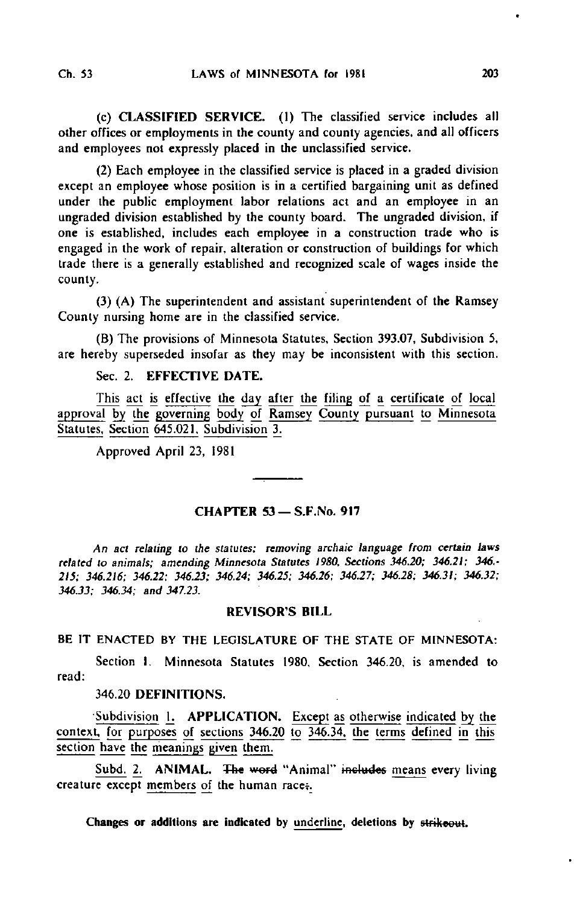(c) CLASSIFIED SERVICE. (1) The classified service includes all other offices or employments in the county and county agencies, and all officers and employees not expressly placed in the unclassified service.

(2) Each employee in the classified service is placed in a graded division except an employee whose position is in a certified bargaining unit as defined under the public employment labor relations act and an employee in an ungraded division established by the county board. The ungraded division, if one is established, includes each employee in a construction trade who is engaged in the work of repair, alteration or construction of buildings for which trade there is a generally established and recognized scale of wages inside the county.

(3) (A) The superintendent and assistant superintendent of the Ramsey County nursing home are in the classified service.

(B) The provisions of Minnesota Statutes, Section 393.07, Subdivision 5, are hereby superseded insofar as they may be inconsistent with this section.

Sec. 2. **EFFECTIVE DATE.**

This act is effective the day after the filing of a certificate of local approval by the governing body of Ramsey County pursuant to Minnesota Statutes, Section 645.021, Subdivision 3.

Approved April 23, 1981

---

## CHAPTER 53 — S.F.No. 917

*An act relating to the statutes; removing archaic language from certain laws related to animals; amending Minnesota Statutes 1980, Sections 346.20; 346.21; 346.215; 346.216; 346.22; 346.23; 346.24; 346.25; 346.26; 346.27; 346.28; 346.31; 346.32; 346.33; 346.34; and 347.23.*

### REVISOR'S BILL

BE IT ENACTED BY THE LEGISLATURE OF THE STATE OF MINNESOTA:

Section 1. Minnesota Statutes 1980, Section 346.20, is amended to read:

346.20 **DEFINITIONS.**

Subdivision 1. **APPLICATION.** Except as otherwise indicated by the context, for purposes of sections 346.20 to 346.34, the terms defined in this section have the meanings given them.

Subd. 2. **ANIMAL.** ~~The word~~ "Animal" ~~includes~~ means every living creature except members of the human race~~;~~.

**Changes or additions are indicated by underline, deletions by ~~strikeout~~.**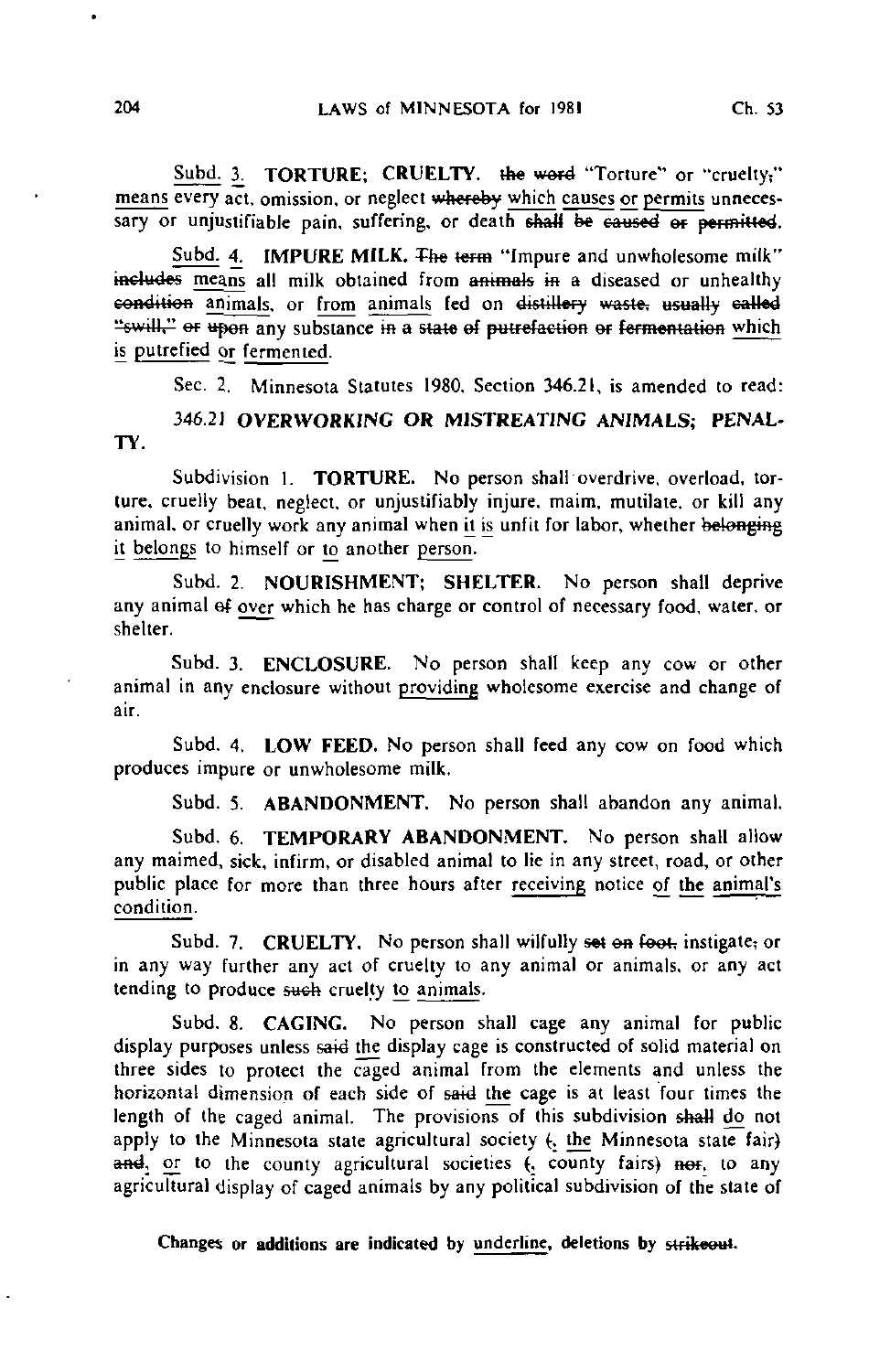Subd. <u>3.</u> **TORTURE; CRUELTY.** ~~the word~~ "Torture" or "cruelty~~;~~" <u>means</u> every act, omission, or neglect ~~whereby~~ <u>which</u> <u>causes</u> <u>or</u> <u>permits</u> unnecessary or unjustifiable pain, suffering, or death ~~shall be caused or permitted~~.

Subd. <u>4.</u> **IMPURE MILK.** ~~The term~~ "Impure and unwholesome milk" ~~includes~~ <u>means</u> all milk obtained from ~~animals in~~ ~~a~~ diseased or unhealthy ~~condition~~ <u>animals</u>, or <u>from</u> <u>animals</u> fed on ~~distillery waste, usually called "swill," or upon~~ any substance ~~in a state of putrefaction or fermentation~~ <u>which</u> <u>is</u> <u>putrefied</u> <u>or</u> <u>fermented</u>.

Sec. 2. Minnesota Statutes 1980, Section 346.21, is amended to read:

346.21 ***OVERWORKING OR MISTREATING ANIMALS; PENALTY.***

Subdivision 1. **TORTURE.** No person shall overdrive, overload, torture, cruelly beat, neglect, or unjustifiably injure, maim, mutilate, or kill any animal, or cruelly work any animal when <u>it</u> <u>is</u> unfit for labor, whether ~~belonging~~ <u>it</u> <u>belongs</u> to himself or <u>to</u> another <u>person</u>.

Subd. 2. **NOURISHMENT; SHELTER.** No person shall deprive any animal ~~of~~ <u>over</u> which he has charge or control of necessary food, water, or shelter.

Subd. 3. **ENCLOSURE.** No person shall keep any cow or other animal in any enclosure without <u>providing</u> wholesome exercise and change of air.

Subd. 4. **LOW FEED.** No person shall feed any cow on food which produces impure or unwholesome milk.

Subd. 5. **ABANDONMENT.** No person shall abandon any animal.

Subd. 6. **TEMPORARY ABANDONMENT.** No person shall allow any maimed, sick, infirm, or disabled animal to lie in any street, road, or other public place for more than three hours after <u>receiving</u> notice <u>of</u> <u>the</u> <u>animal's</u> <u>condition</u>.

Subd. 7. **CRUELTY.** No person shall wilfully ~~set on foot,~~ instigate~~,~~ or in any way further any act of cruelty to any animal or animals, or any act tending to produce ~~such~~ cruelty <u>to</u> <u>animals</u>.

Subd. 8. **CAGING.** No person shall cage any animal for public display purposes unless ~~said~~ <u>the</u> display cage is constructed of solid material on three sides to protect the caged animal from the elements and unless the horizontal dimension of each side of ~~said~~ <u>the</u> cage is at least four times the length of the caged animal. The provisions of this subdivision ~~shall~~ <u>do</u> not apply to the Minnesota state agricultural society ~~(~~<u>,</u> <u>the</u> Minnesota state fair~~)~~ ~~and~~<u>,</u> <u>or</u> to the county agricultural societies ~~(~~<u>,</u> county fairs~~)~~ ~~nor~~, to any agricultural display of caged animals by any political subdivision of the state of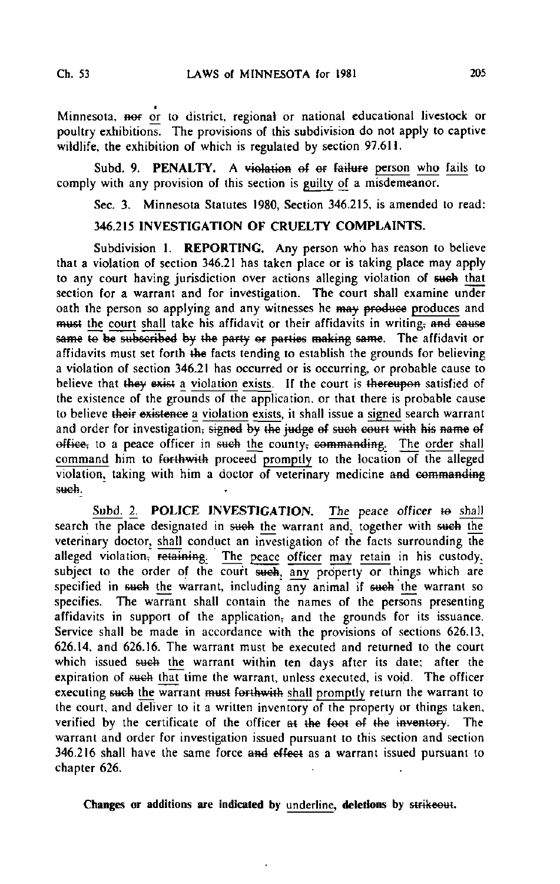Minnesota, ~~nor~~ <u>or</u> to district, regional or national educational livestock or poultry exhibitions. The provisions of this subdivision do not apply to captive wildlife, the exhibition of which is regulated by section 97.611.

Subd. 9. **PENALTY.** A ~~violation of or failure~~ <u>person</u> <u>who</u> <u>fails</u> to comply with any provision of this section is <u>guilty</u> <u>of</u> a misdemeanor.

Sec. 3. Minnesota Statutes 1980, Section 346.215, is amended to read:

**346.215 INVESTIGATION OF CRUELTY COMPLAINTS.**

Subdivision 1. **REPORTING.** Any person who has reason to believe that a violation of section 346.21 has taken place or is taking place may apply to any court having jurisdiction over actions alleging violation of ~~such~~ <u>that</u> section for a warrant and for investigation. The court shall examine under oath the person so applying and any witnesses he ~~may produce~~ <u>produces</u> and ~~must~~ <u>the</u> <u>court</u> <u>shall</u> take his affidavit or their affidavits in writing~~, and cause same to be subscribed by the party or parties making same~~. The affidavit or affidavits must set forth ~~the~~ facts tending to establish the grounds for believing a violation of section 346.21 has occurred or is occurring, or probable cause to believe that ~~they exist~~ <u>a</u> <u>violation</u> <u>exists</u>. If the court is ~~thereupon~~ satisfied of the existence of the grounds of the application, or that there is probable cause to believe ~~their existence~~ <u>a</u> <u>violation</u> <u>exists</u>, it shall issue a <u>signed</u> search warrant and order for investigation~~, signed by the judge of such court with his name of office,~~ to a peace officer in ~~such~~ <u>the</u> county~~, commanding~~<u>.</u> <u>The</u> <u>order</u> <u>shall</u> <u>command</u> him to ~~forthwith~~ proceed <u>promptly</u> to the location of the alleged violation<u>,</u> taking with him a doctor of veterinary medicine ~~and commanding such~~<u>.</u>

<u>Subd.</u> <u>2.</u> **POLICE INVESTIGATION.** <u>The</u> peace officer ~~to~~ <u>shall</u> search the place designated in ~~such~~ <u>the</u> warrant and<u>,</u> together with ~~such~~ <u>the</u> veterinary doctor<u>,</u> <u>shall</u> conduct an investigation of the facts surrounding the alleged violation~~, retaining~~<u>.</u> <u>The</u> <u>peace</u> <u>officer</u> <u>may</u> <u>retain</u> in his custody<u>,</u> subject to the order of the court ~~such~~<u>,</u> <u>any</u> property or things which are specified in ~~such~~ <u>the</u> warrant, including any animal if ~~such~~ <u>the</u> warrant so specifies. The warrant shall contain the names of the persons presenting affidavits in support of the application~~,~~ and the grounds for its issuance. Service shall be made in accordance with the provisions of sections 626.13, 626.14, and 626.16. The warrant must be executed and returned to the court which issued ~~such~~ <u>the</u> warrant within ten days after its date; after the expiration of ~~such~~ <u>that</u> time the warrant, unless executed, is void. The officer executing ~~such~~ <u>the</u> warrant ~~must forthwith~~ <u>shall</u> <u>promptly</u> return the warrant to the court, and deliver to it a written inventory of the property or things taken, verified by the certificate of the officer ~~at the foot of the inventory~~. The warrant and order for investigation issued pursuant to this section and section 346.216 shall have the same force ~~and effect~~ as a warrant issued pursuant to chapter 626.

**Changes or additions are indicated by <u>underline</u>, deletions by ~~strikeout~~.**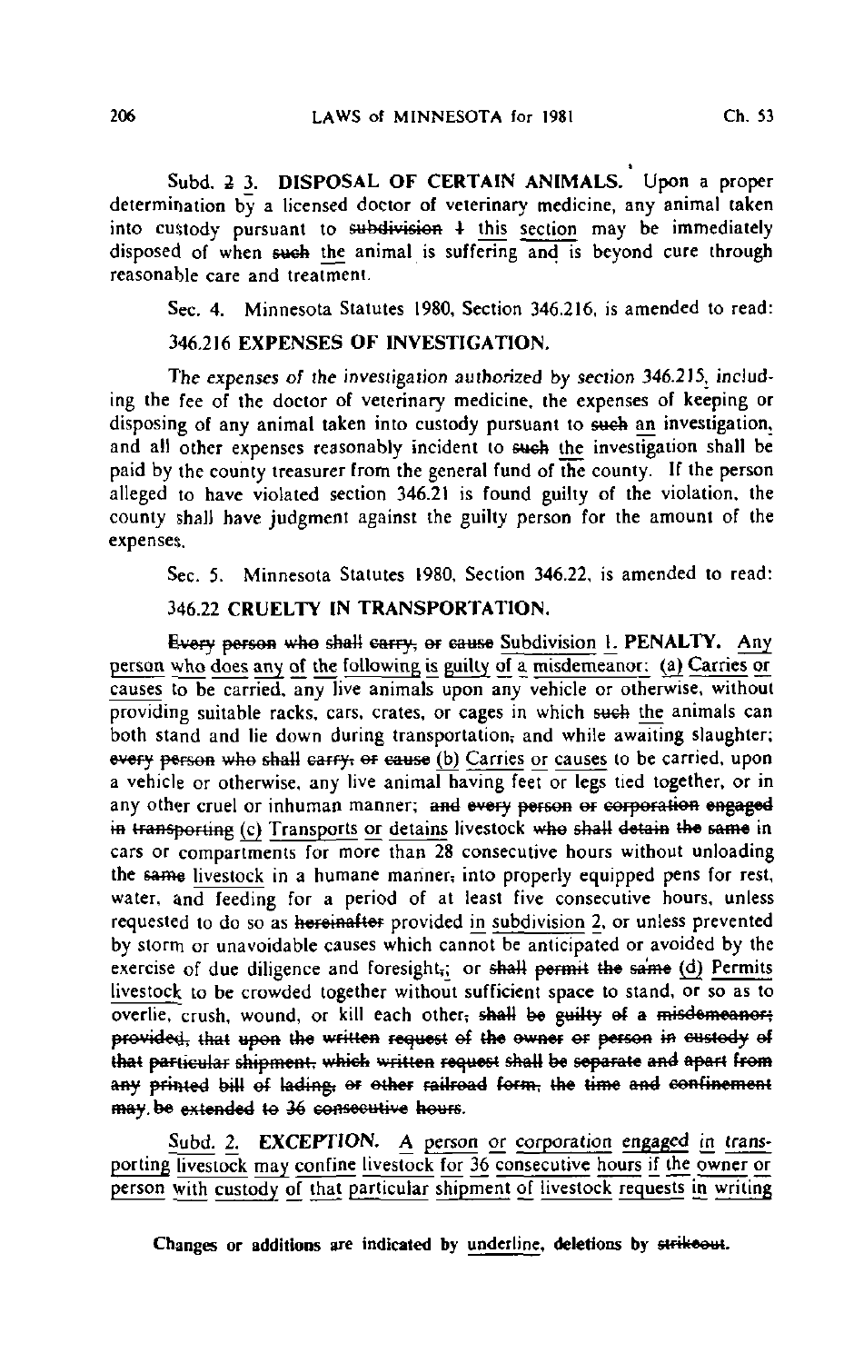Subd. ~~2~~ <u>3</u>. **DISPOSAL OF CERTAIN ANIMALS.** Upon a proper determination by a licensed doctor of veterinary medicine, any animal taken into custody pursuant to ~~subdivision 1~~ <u>this section</u> may be immediately disposed of when ~~such~~ <u>the</u> animal is suffering <u>and</u> is beyond cure through reasonable care and treatment.

Sec. 4. Minnesota Statutes 1980, Section 346.216, is amended to read:

**346.216 EXPENSES OF INVESTIGATION.**

The *expenses of the investigation authorized by section* 346.215<u>,</u> including the fee of the doctor of veterinary medicine, the expenses of keeping or disposing of any animal taken into custody pursuant to ~~such~~ <u>an</u> investigation, and all other expenses reasonably incident to ~~such~~ <u>the</u> investigation shall be paid by the county treasurer from the general fund of <u>the</u> county. If the person alleged to have violated section 346.21 is found guilty of the violation, the county shall have judgment against the guilty person for the amount of the expenses.

Sec. 5. Minnesota Statutes 1980, Section 346.22, is amended to read:

**346.22 CRUELTY IN TRANSPORTATION.**

~~Every person who shall carry, or cause~~ <u>Subdivision 1.</u> **<u>PENALTY.</u>** <u>Any person who does any of the following is guilty of a misdemeanor: (a) Carries or causes</u> to be carried, any live animals upon any vehicle or otherwise, without providing suitable racks, cars, crates, or cages in which ~~such~~ <u>the</u> animals can both stand and lie down during transportation~~,~~ and while awaiting slaughter; ~~every person who shall carry, or cause~~ <u>(b) Carries or causes</u> to be carried, upon a vehicle or otherwise, any live animal having feet or legs tied together, or in any other cruel or inhuman manner; ~~and every person or corporation engaged in transporting~~ <u>(c) Transports or detains</u> livestock ~~who shall detain the same~~ in cars or compartments for more than 28 consecutive hours without unloading the ~~same~~ livestock in a humane manner~~,~~ into properly equipped pens for rest, water, and feeding for a period of at least five consecutive hours, unless requested to do so as ~~hereinafter~~ provided <u>in subdivision 2</u>, or unless prevented by storm or unavoidable causes which cannot be anticipated or avoided by the exercise of due diligence and foresight~~,~~<u>;</u> or ~~shall permit the same~~ <u>(d) Permits livestock</u> to be crowded together without sufficient space to stand, or so as to overlie, crush, wound, or kill each other~~, shall be guilty of a misdemeanor; provided, that upon the written request of the owner or person in custody of that particular shipment, which written request shall be separate and apart from any printed bill of lading, or other railroad form, the time and confinement may be extended to 36 consecutive hours~~.

<u>Subd. 2.</u> **<u>EXCEPTION.</u>** <u>A person or corporation engaged in transporting livestock may confine livestock for 36 consecutive hours if the owner or person with custody of that particular shipment of livestock requests in writing</u>

Changes or additions are indicated by <u>underline</u>, deletions by ~~strikeout~~.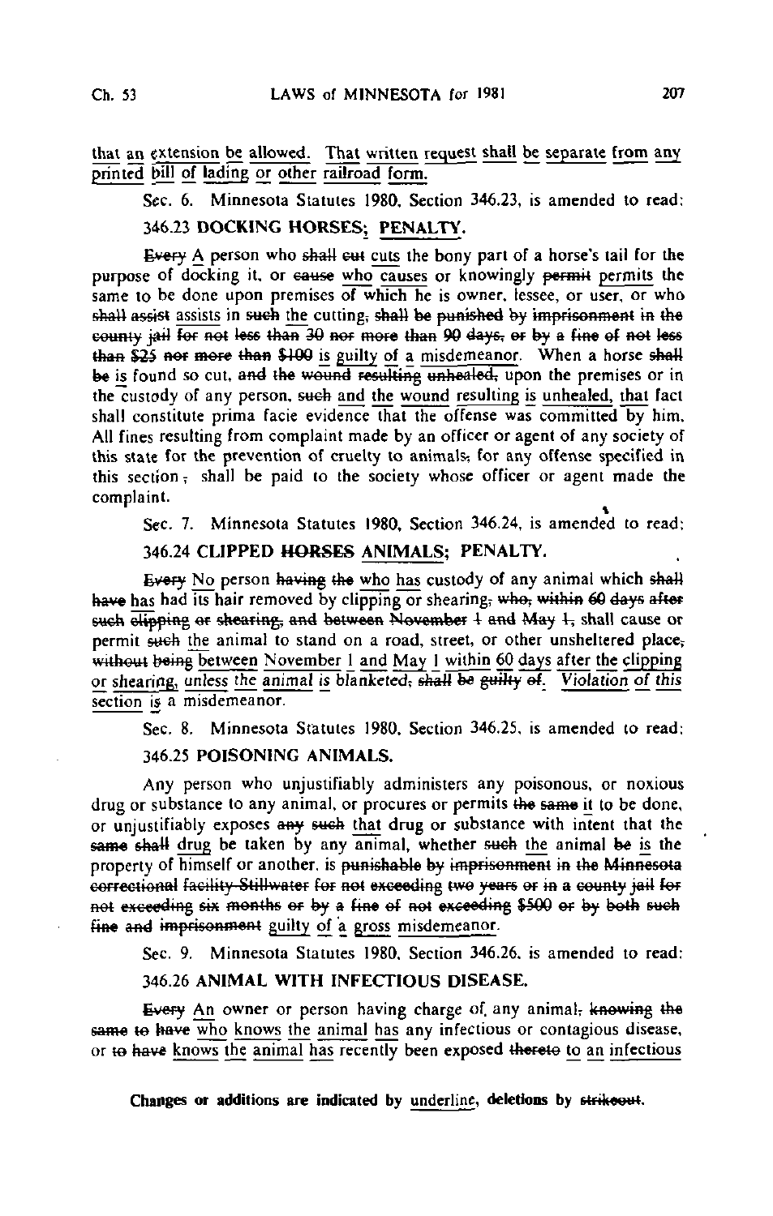<u>that an extension be allowed. That written request shall be separate from any printed bill of lading or other railroad form.</u>

Sec. 6. Minnesota Statutes 1980, Section 346.23, is amended to read:

### 346.23 DOCKING HORSES<u>; PENALTY</u>.

~~Every~~ <u>A</u> person who ~~shall cut~~ <u>cuts</u> the bony part of a horse's tail for the purpose of docking it, or ~~cause~~ <u>who causes</u> or knowingly ~~permit~~ <u>permits</u> the same to be done upon premises of which he is owner, lessee, or user, or who ~~shall assist~~ <u>assists</u> in ~~such~~ <u>the</u> cutting~~, shall be punished by imprisonment in the county jail for not less than 30 nor more than 90 days, or by a fine of not less than $25 nor more than $100~~ <u>is guilty of a misdemeanor</u>. When a horse ~~shall be~~ <u>is</u> found so cut, ~~and the wound resulting unhealed,~~ upon the premises or in the custody of any person, ~~such~~ <u>and the wound resulting is unhealed, that</u> fact shall constitute prima facie evidence that the offense was committed by him. All fines resulting from complaint made by an officer or agent of any society of this state for the prevention of cruelty to animals~~,~~ for any offense specified in this section~~,~~ shall be paid to the society whose officer or agent made the complaint.

Sec. 7. Minnesota Statutes 1980, Section 346.24, is amended to read:

### 346.24 CLIPPED ~~HORSES~~ <u>ANIMALS</u>; PENALTY.

~~Every~~ <u>No</u> person ~~having the~~ <u>who has</u> custody of any animal which ~~shall have~~ <u>has</u> had its hair removed by clipping or shearing~~, who, within 60 days after such clipping or shearing, and between November 1 and May 1,~~ shall cause or permit ~~such~~ <u>the</u> animal to stand on a road, street, or other unsheltered place~~,~~ ~~without being~~ <u>between November 1 and May 1 within 60 days after the clipping or shearing, unless the animal is</u> blanketed~~, shall be guilty of~~. <u>Violation of this section is</u> a misdemeanor.

Sec. 8. Minnesota Statutes 1980, Section 346.25, is amended to read:

### 346.25 POISONING ANIMALS.

Any person who unjustifiably administers any poisonous, or noxious drug or substance to any animal, or procures or permits ~~the same~~ <u>it</u> to be done, or unjustifiably exposes ~~any such~~ <u>that</u> drug or substance with intent that the ~~same shall~~ <u>drug</u> be taken by any animal, whether ~~such~~ <u>the</u> animal ~~be~~ <u>is</u> the property of himself or another, is ~~punishable by imprisonment in the Minnesota correctional facility-Stillwater for not exceeding two years or in a county jail for not exceeding six months or by a fine of not exceeding $500 or by both such fine and imprisonment~~ <u>guilty of a gross misdemeanor</u>.

Sec. 9. Minnesota Statutes 1980, Section 346.26, is amended to read:

### 346.26 ANIMAL WITH INFECTIOUS DISEASE.

~~Every~~ <u>An</u> owner or person having charge of, any animal~~, knowing the same to have~~ <u>who knows the animal has</u> any infectious or contagious disease, or ~~to have~~ <u>knows the animal has</u> recently been exposed ~~thereto~~ <u>to an infectious</u>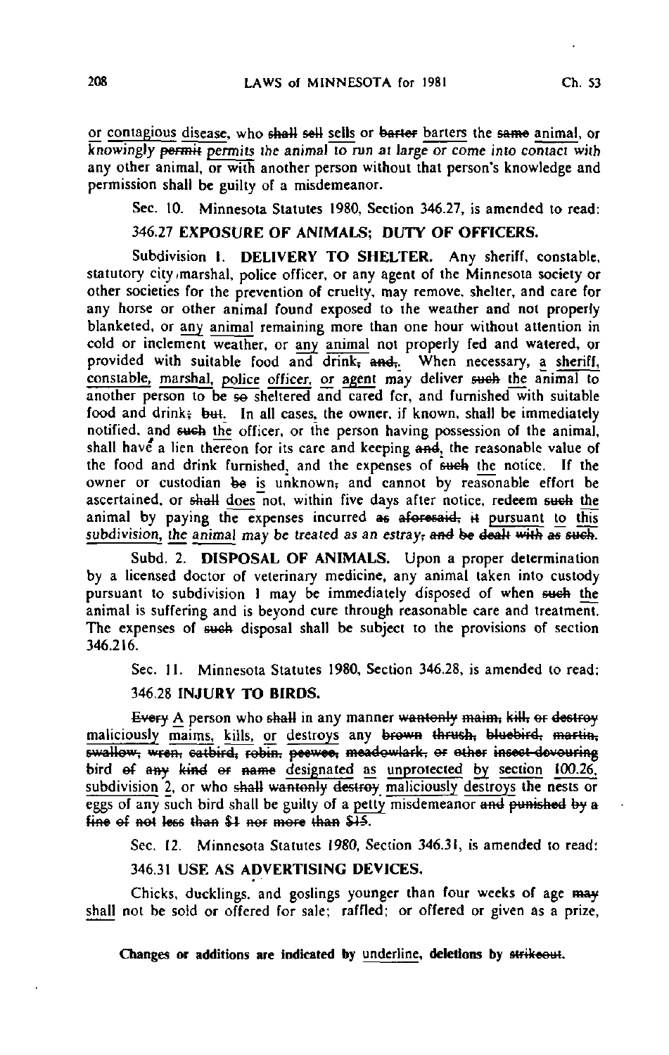or <u>contagious</u> disease, who ~~shall sell~~ <u>sells</u> or ~~barter~~ <u>barters</u> the ~~same~~ <u>animal</u>, or *knowingly* ~~permit~~ <u>permits</u> *the animal to run at large or come into contact with any other animal, or with another person without that person's knowledge and permission* shall be guilty of a misdemeanor.

Sec. 10. Minnesota Statutes 1980, Section 346.27, is amended to read:

**346.27 EXPOSURE OF ANIMALS; DUTY OF OFFICERS.**

Subdivision 1. **DELIVERY TO SHELTER.** Any sheriff, constable, statutory city marshal, police officer, or any agent of the Minnesota society or other societies for the prevention of cruelty, may remove, shelter, and care for any horse or other animal found exposed to the weather and not properly blanketed, or <u>any animal</u> remaining more than one hour without attention in cold or inclement weather, or <u>any animal</u> not properly fed and watered, or provided with suitable food and drink~~, and,~~<u>.</u> When necessary, <u>a sheriff, constable, marshal, police officer, or agent</u> may deliver ~~such~~ <u>the</u> animal to another person to be ~~so~~ sheltered and cared for, and furnished with suitable food and drink~~; but~~<u>.</u> In all cases, the owner, if known, shall be immediately notified, and ~~such~~ <u>the</u> officer, or the person having possession of the animal, shall have a lien thereon for its care and keeping ~~and~~<u>,</u> the reasonable value of the food and drink furnished<u>,</u> and the expenses of ~~such~~ <u>the</u> notice. If the owner or custodian ~~be~~ <u>is</u> unknown~~,~~ and cannot by reasonable effort be ascertained, or ~~shall~~ <u>does</u> not, within five days after notice, redeem ~~such~~ <u>the</u> animal by paying the expenses incurred ~~as aforesaid, it~~ <u>pursuant to this subdivision, the animal</u> *may be treated as an estray*~~, and be dealt with as such~~.

Subd. 2. **DISPOSAL OF ANIMALS.** Upon a proper determination by a licensed doctor of veterinary medicine, any animal taken into custody pursuant to subdivision 1 may be immediately disposed of when ~~such~~ <u>the</u> animal is suffering and is beyond cure through reasonable care and treatment. The expenses of ~~such~~ disposal shall be subject to the provisions of section 346.216.

Sec. 11. Minnesota Statutes 1980, Section 346.28, is amended to read:

**346.28 INJURY TO BIRDS.**

~~Every~~ <u>A</u> person who ~~shall~~ in any manner ~~wantonly maim, kill, or destroy~~ <u>maliciously maims, kills, or destroys</u> any ~~brown thrush, bluebird, martin, swallow, wren, catbird, robin, peewee, meadowlark, or other insect-devouring~~ bird ~~of any kind or name~~ <u>designated as unprotected by section 100.26, subdivision 2</u>, or who ~~shall wantonly destroy~~ <u>maliciously destroys</u> the nests or eggs of any such bird shall be guilty of a <u>petty</u> misdemeanor ~~and punished by a fine of not less than $1 nor more than $15~~.

Sec. 12. Minnesota Statutes 1980, Section 346.31, is amended to read:

**346.31 USE AS ADVERTISING DEVICES.**

Chicks, ducklings, and goslings younger than four weeks of age ~~may~~ <u>shall</u> not be sold or offered for sale; raffled; or offered or given as a prize,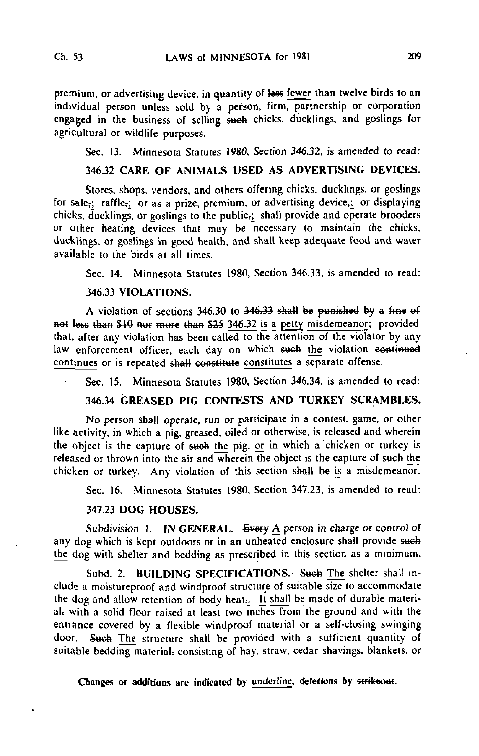premium, or advertising device, in quantity of ~~less~~ <u>fewer</u> than twelve birds to an individual person unless sold by a person, firm, partnership or corporation engaged in the business of selling ~~such~~ chicks, ducklings, and goslings for agricultural or wildlife purposes.

Sec. 13. Minnesota Statutes 1980, Section 346.32, is amended to read:

### 346.32 CARE OF ANIMALS USED AS ADVERTISING DEVICES.

Stores, shops, vendors, and others offering chicks, ducklings, or goslings for sale~~,~~<u>;</u> raffle~~,~~<u>;</u> or as a prize, premium, or advertising device~~,~~<u>;</u> or displaying chicks, ducklings, or goslings to the public~~,~~<u>;</u> shall provide and operate brooders or other heating devices that may be necessary to maintain the chicks, ducklings, or goslings in good health, and shall keep adequate food and water available to the birds at all times.

Sec. 14. Minnesota Statutes 1980, Section 346.33, is amended to read:

### 346.33 VIOLATIONS.

A violation of sections 346.30 to ~~346.33 shall be punished by a fine of not less than $10 nor more than $25~~ <u>346.32 is a petty misdemeanor</u>; provided that, after any violation has been called to the attention of the violator by any law enforcement officer, each day on which ~~such~~ <u>the</u> violation ~~continued~~ <u>continues</u> or is repeated ~~shall constitute~~ <u>constitutes</u> a separate offense.

Sec. 15. Minnesota Statutes 1980, Section 346.34, is amended to read:

### 346.34 GREASED PIG CONTESTS AND TURKEY SCRAMBLES.

No person shall operate, run or participate in a contest, game, or other like activity, in which a pig, greased, oiled or otherwise, is released and wherein the object is the capture of ~~such~~ <u>the</u> pig, <u>or</u> in which a chicken or turkey is released or thrown into the air and wherein the object is the capture of ~~such~~ <u>the</u> chicken or turkey. Any violation of this section ~~shall be~~ <u>is</u> a misdemeanor.

Sec. 16. Minnesota Statutes 1980, Section 347.23, is amended to read:

### 347.23 DOG HOUSES.

*Subdivision 1.* **IN GENERAL.** ~~Every~~ <u>A</u> *person in charge or control of* any dog which is kept outdoors or in an unheated enclosure shall provide ~~such~~ <u>the</u> dog with shelter and bedding as prescribed in this section as a minimum.

Subd. 2. **BUILDING SPECIFICATIONS.** ~~Such~~ <u>The</u> shelter shall include a moistureproof and windproof structure of suitable size to accommodate the dog and allow retention of body heat~~,~~<u>.</u> <u>It shall be</u> made of durable material~~,~~ with a solid floor raised at least two inches from the ground and with the entrance covered by a flexible windproof material or a self-closing swinging door. ~~Such~~ <u>The</u> structure shall be provided with a sufficient quantity of suitable bedding material~~,~~ consisting of hay, straw, cedar shavings, blankets, or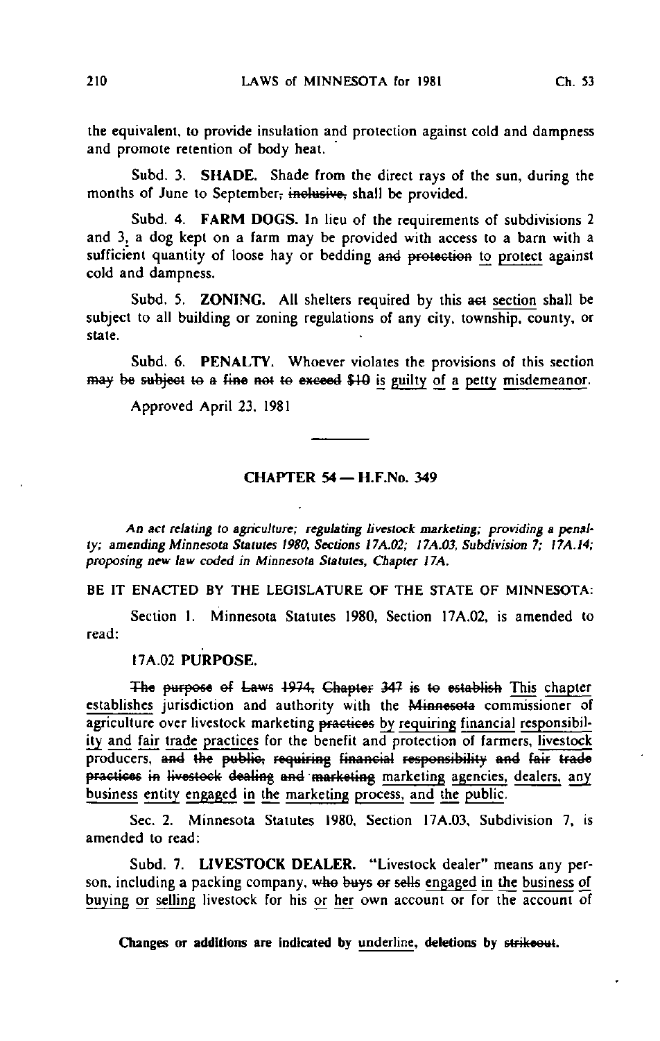the equivalent, to provide insulation and protection against cold and dampness and promote retention of body heat.

Subd. 3. **SHADE.** Shade from the direct rays of the sun, during the months of June to September, ~~inclusive,~~ shall be provided.

Subd. 4. **FARM DOGS.** In lieu of the requirements of subdivisions 2 and 3, a dog kept on a farm may be provided with access to a barn with a sufficient quantity of loose hay or bedding ~~and protection~~ <u>to protect</u> against cold and dampness.

Subd. 5. **ZONING.** All shelters required by this ~~act~~ <u>section</u> shall be subject to all building or zoning regulations of any city, township, county, or state.

Subd. 6. **PENALTY.** Whoever violates the provisions of this section ~~may be subject to a fine not to exceed $10~~ <u>is guilty of a petty misdemeanor</u>.

Approved April 23, 1981

---

## CHAPTER 54 — H.F.No. 349

*An act relating to agriculture; regulating livestock marketing; providing a penalty; amending Minnesota Statutes 1980, Sections 17A.02; 17A.03, Subdivision 7; 17A.14; proposing new law coded in Minnesota Statutes, Chapter 17A.*

BE IT ENACTED BY THE LEGISLATURE OF THE STATE OF MINNESOTA:

Section 1. Minnesota Statutes 1980, Section 17A.02, is amended to read:

17A.02 **PURPOSE.**

~~The purpose of Laws 1974, Chapter 347 is to establish~~ <u>This chapter establishes</u> jurisdiction and authority with the ~~Minnesota~~ commissioner of agriculture over livestock marketing ~~practices~~ <u>by requiring financial responsibility and fair trade practices</u> for the benefit and protection of farmers, <u>livestock producers</u>, ~~and the public, requiring financial responsibility and fair trade practices in livestock dealing and marketing~~ <u>marketing agencies, dealers, any business entity engaged in the marketing process, and the public</u>.

Sec. 2. Minnesota Statutes 1980, Section 17A.03, Subdivision 7, is amended to read:

Subd. 7. **LIVESTOCK DEALER.** "Livestock dealer" means any person, including a packing company, ~~who buys or sells~~ <u>engaged in the business of buying or selling</u> livestock for his <u>or her</u> own account or for the account of

Changes or additions are indicated by <u>underline</u>, deletions by ~~strikeout~~.